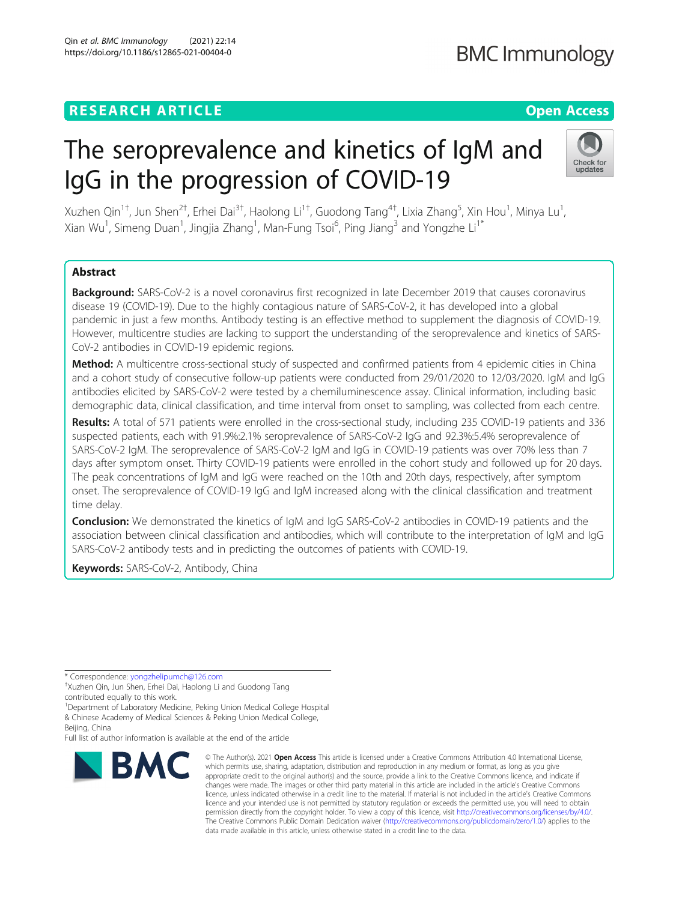RESEARCH ARTICLE

Open Access

# The seroprevalence and kinetics of IgM and IgG in the progression of COVID-19

Xuzhen Qin[1†], Jun Shen[2†], Erhei Dai[3†], Haolong Li[1†], Guodong Tang[4†], Lixia Zhang[5], Xin Hou[1], Minya Lu[1], Xian Wu[1], Simeng Duan[1], Jingjia Zhang[1], Man-Fung Tsoi[6], Ping Jiang[3] and Yongzhe Li[1*]

## Abstract

**Background:** SARS-CoV-2 is a novel coronavirus first recognized in late December 2019 that causes coronavirus disease 19 (COVID-19). Due to the highly contagious nature of SARS-CoV-2, it has developed into a global pandemic in just a few months. Antibody testing is an effective method to supplement the diagnosis of COVID-19. However, multicentre studies are lacking to support the understanding of the seroprevalence and kinetics of SARS-CoV-2 antibodies in COVID-19 epidemic regions.

**Method:** A multicentre cross-sectional study of suspected and confirmed patients from 4 epidemic cities in China and a cohort study of consecutive follow-up patients were conducted from 29/01/2020 to 12/03/2020. IgM and IgG antibodies elicited by SARS-CoV-2 were tested by a chemiluminescence assay. Clinical information, including basic demographic data, clinical classification, and time interval from onset to sampling, was collected from each centre.

**Results:** A total of 571 patients were enrolled in the cross-sectional study, including 235 COVID-19 patients and 336 suspected patients, each with 91.9%:2.1% seroprevalence of SARS-CoV-2 IgG and 92.3%:5.4% seroprevalence of SARS-CoV-2 IgM. The seroprevalence of SARS-CoV-2 IgM and IgG in COVID-19 patients was over 70% less than 7 days after symptom onset. Thirty COVID-19 patients were enrolled in the cohort study and followed up for 20 days. The peak concentrations of IgM and IgG were reached on the 10th and 20th days, respectively, after symptom onset. The seroprevalence of COVID-19 IgG and IgM increased along with the clinical classification and treatment time delay.

**Conclusion:** We demonstrated the kinetics of IgM and IgG SARS-CoV-2 antibodies in COVID-19 patients and the association between clinical classification and antibodies, which will contribute to the interpretation of IgM and IgG SARS-CoV-2 antibody tests and in predicting the outcomes of patients with COVID-19.

**Keywords:** SARS-CoV-2, Antibody, China

---

\* Correspondence: yongzhelipumch@126.com

†Xuzhen Qin, Jun Shen, Erhei Dai, Haolong Li and Guodong Tang contributed equally to this work.

[1]Department of Laboratory Medicine, Peking Union Medical College Hospital & Chinese Academy of Medical Sciences & Peking Union Medical College, Beijing, China

Full list of author information is available at the end of the article

© The Author(s). 2021 **Open Access** This article is licensed under a Creative Commons Attribution 4.0 International License, which permits use, sharing, adaptation, distribution and reproduction in any medium or format, as long as you give appropriate credit to the original author(s) and the source, provide a link to the Creative Commons licence, and indicate if changes were made. The images or other third party material in this article are included in the article's Creative Commons licence, unless indicated otherwise in a credit line to the material. If material is not included in the article's Creative Commons licence and your intended use is not permitted by statutory regulation or exceeds the permitted use, you will need to obtain permission directly from the copyright holder. To view a copy of this licence, visit http://creativecommons.org/licenses/by/4.0/. The Creative Commons Public Domain Dedication waiver (http://creativecommons.org/publicdomain/zero/1.0/) applies to the data made available in this article, unless otherwise stated in a credit line to the data.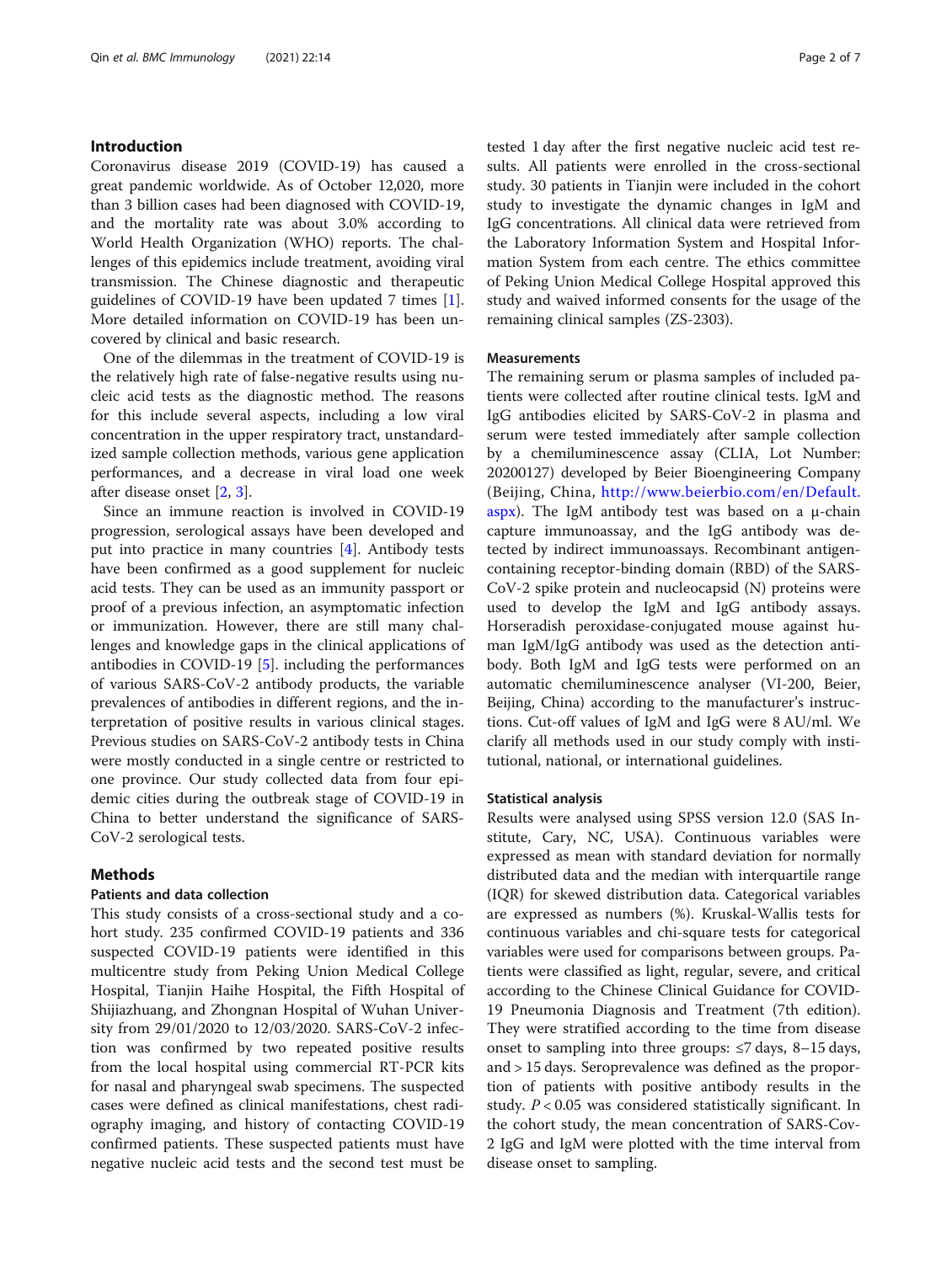## Introduction

Coronavirus disease 2019 (COVID-19) has caused a great pandemic worldwide. As of October 12,020, more than 3 billion cases had been diagnosed with COVID-19, and the mortality rate was about 3.0% according to World Health Organization (WHO) reports. The challenges of this epidemics include treatment, avoiding viral transmission. The Chinese diagnostic and therapeutic guidelines of COVID-19 have been updated 7 times [1]. More detailed information on COVID-19 has been uncovered by clinical and basic research.

One of the dilemmas in the treatment of COVID-19 is the relatively high rate of false-negative results using nucleic acid tests as the diagnostic method. The reasons for this include several aspects, including a low viral concentration in the upper respiratory tract, unstandardized sample collection methods, various viral gene application performances, and a decrease in viral load one week after disease onset [2, 3].

Since an immune reaction is involved in COVID-19 progression, serological assays have been developed and put into practice in many countries [4]. Antibody tests have been confirmed as a good supplement for nucleic acid tests. They can be used as an immunity passport or proof of a previous infection, an asymptomatic infection or immunization. However, there are still many challenges and knowledge gaps in the clinical applications of antibodies in COVID-19 [5]. including the performances of various SARS-CoV-2 antibody products, the variable prevalences of antibodies in different regions, and the interpretation of positive results in various clinical stages. Previous studies on SARS-CoV-2 antibody tests in China were mostly conducted in a single centre or restricted to one province. Our study collected data from four epidemic cities during the outbreak stage of COVID-19 in China to better understand the significance of SARS-CoV-2 serological tests.

## Methods

### Patients and data collection

This study consists of a cross-sectional study and a cohort study. 235 confirmed COVID-19 patients and 336 suspected COVID-19 patients were identified in this multicentre study from Peking Union Medical College Hospital, Tianjin Haihe Hospital, the Fifth Hospital of Shijiazhuang, and Zhongnan Hospital of Wuhan University from 29/01/2020 to 12/03/2020. SARS-CoV-2 infection was confirmed by two repeated positive results from the local hospital using commercial RT-PCR kits for nasal and pharyngeal swab specimens. The suspected cases were defined as clinical manifestations, chest radiography imaging, and history of contacting COVID-19 confirmed patients. These suspected patients must have negative nucleic acid tests and the second test must be tested 1 day after the first negative nucleic acid test results. All patients were enrolled in the cross-sectional study. 30 patients in Tianjin were included in the cohort study to investigate the dynamic changes in IgM and IgG concentrations. All clinical data were retrieved from the Laboratory Information System and Hospital Information System from each centre. The ethics committee of Peking Union Medical College Hospital approved this study and waived informed consents for the usage of the remaining clinical samples (ZS-2303).

### Measurements

The remaining serum or plasma samples of included patients were collected after routine clinical tests. IgM and IgG antibodies elicited by SARS-CoV-2 in plasma and serum were tested immediately after sample collection by a chemiluminescence assay (CLIA, Lot Number: 20200127) developed by Beier Bioengineering Company (Beijing, China, http://www.beierbio.com/en/Default.aspx). The IgM antibody test was based on a μ-chain capture immunoassay, and the IgG antibody was detected by indirect immunoassays. Recombinant antigen-containing receptor-binding domain (RBD) of the SARS-CoV-2 spike protein and nucleocapsid (N) proteins were used to develop the IgM and IgG antibody assays. Horseradish peroxidase-conjugated mouse against human IgM/IgG antibody was used as the detection antibody. Both IgM and IgG tests were performed on an automatic chemiluminescence analyser (VI-200, Beier, Beijing, China) according to the manufacturer's instructions. Cut-off values of IgM and IgG were 8 AU/ml. We clarify all methods used in our study comply with institutional, national, or international guidelines.

### Statistical analysis

Results were analysed using SPSS version 12.0 (SAS Institute, Cary, NC, USA). Continuous variables were expressed as mean with standard deviation for normally distributed data and the median with interquartile range (IQR) for skewed distribution data. Categorical variables are expressed as numbers (%). Kruskal-Wallis tests for continuous variables and chi-square tests for categorical variables were used for comparisons between groups. Patients were classified as light, regular, severe, and critical according to the Chinese Clinical Guidance for COVID-19 Pneumonia Diagnosis and Treatment (7th edition). They were stratified according to the time from disease onset to sampling into three groups: ≤7 days, 8–15 days, and > 15 days. Seroprevalence was defined as the proportion of patients with positive antibody results in the study. $P < 0.05$ was considered statistically significant. In the cohort study, the mean concentration of SARS-Cov-2 IgG and IgM were plotted with the time interval from disease onset to sampling.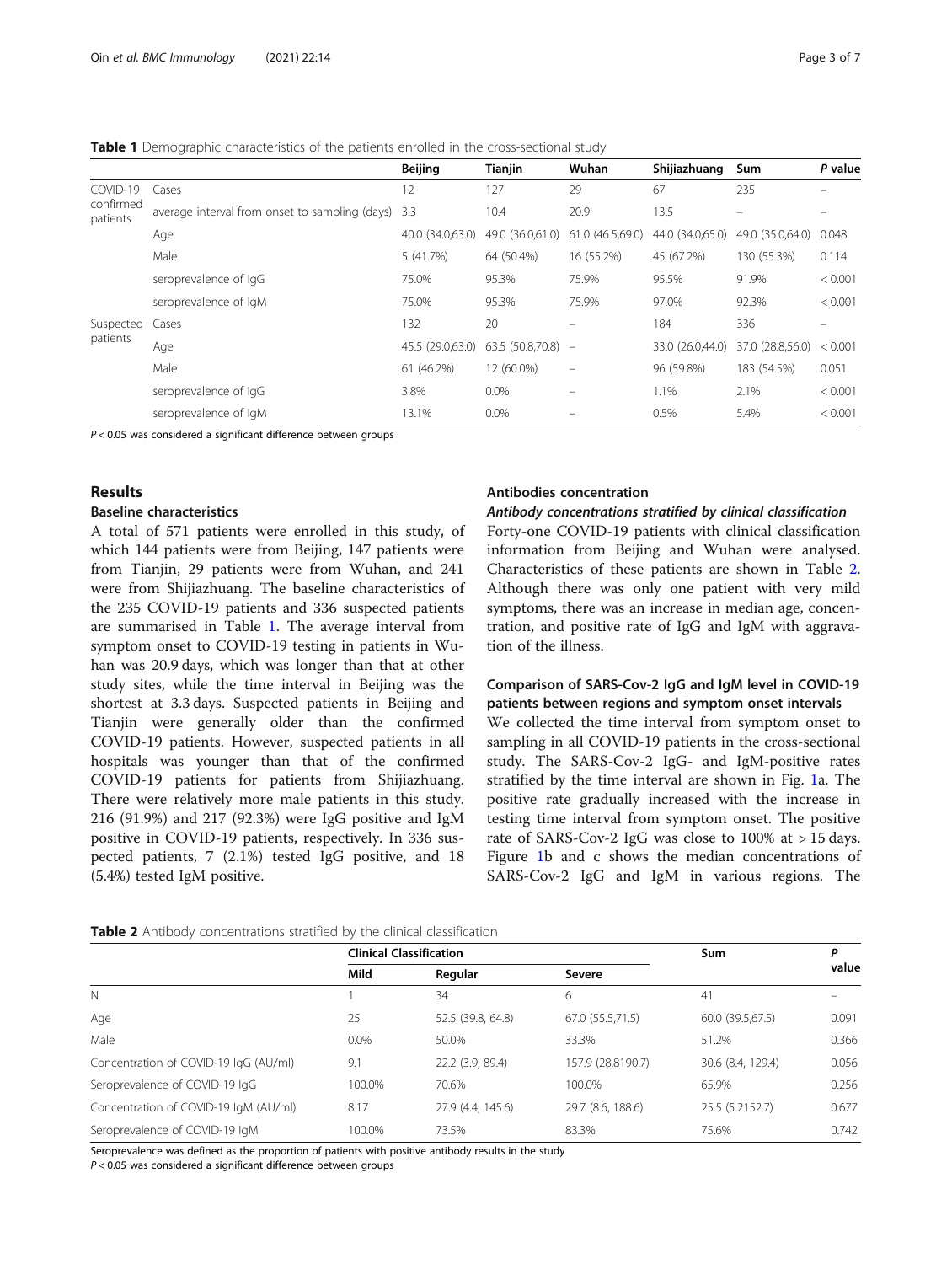**Table 1** Demographic characteristics of the patients enrolled in the cross-sectional study

| | | Beijing | Tianjin | Wuhan | Shijiazhuang | Sum | P value |
|---|---|---|---|---|---|---|---|
| COVID-19 confirmed patients | Cases | 12 | 127 | 29 | 67 | 235 | – |
| | average interval from onset to sampling (days) | 3.3 | 10.4 | 20.9 | 13.5 | – | – |
| | Age | 40.0 (34.0,63.0) | 49.0 (36.0,61.0) | 61.0 (46.5,69.0) | 44.0 (34.0,65.0) | 49.0 (35.0,64.0) | 0.048 |
| | Male | 5 (41.7%) | 64 (50.4%) | 16 (55.2%) | 45 (67.2%) | 130 (55.3%) | 0.114 |
| | seroprevalence of IgG | 75.0% | 95.3% | 75.9% | 95.5% | 91.9% | < 0.001 |
| | seroprevalence of IgM | 75.0% | 95.3% | 75.9% | 97.0% | 92.3% | < 0.001 |
| Suspected patients | Cases | 132 | 20 | – | 184 | 336 | – |
| | Age | 45.5 (29.0,63.0) | 63.5 (50.8,70.8) | – | 33.0 (26.0,44.0) | 37.0 (28.8,56.0) | < 0.001 |
| | Male | 61 (46.2%) | 12 (60.0%) | – | 96 (59.8%) | 183 (54.5%) | 0.051 |
| | seroprevalence of IgG | 3.8% | 0.0% | – | 1.1% | 2.1% | < 0.001 |
| | seroprevalence of IgM | 13.1% | 0.0% | – | 0.5% | 5.4% | < 0.001 |

$P < 0.05$ was considered a significant difference between groups

## Results

### Baseline characteristics

A total of 571 patients were enrolled in this study, of which 144 patients were from Beijing, 147 patients were from Tianjin, 29 patients were from Wuhan, and 241 were from Shijiazhuang. The baseline characteristics of the 235 COVID-19 patients and 336 suspected patients are summarised in Table 1. The average interval from symptom onset to COVID-19 testing in patients in Wuhan was 20.9 days, which was longer than that at other study sites, while the time interval in Beijing was the shortest at 3.3 days. Suspected patients in Beijing and Tianjin were generally older than the confirmed COVID-19 patients. However, suspected patients in all hospitals was younger than that of the confirmed COVID-19 patients for patients from Shijiazhuang. There were relatively more male patients in this study. 216 (91.9%) and 217 (92.3%) were IgG positive and IgM positive in COVID-19 patients, respectively. In 336 suspected patients, 7 (2.1%) tested IgG positive, and 18 (5.4%) tested IgM positive.

### Antibodies concentration

#### *Antibody concentrations stratified by clinical classification*

Forty-one COVID-19 patients with clinical classification information from Beijing and Wuhan were analysed. Characteristics of these patients are shown in Table 2. Although there was only one patient with very mild symptoms, there was an increase in median age, concentration, and positive rate of IgG and IgM with aggravation of the illness.

### Comparison of SARS-Cov-2 IgG and IgM level in COVID-19 patients between regions and symptom onset intervals

We collected the time interval from symptom onset to sampling in all COVID-19 patients in the cross-sectional study. The SARS-Cov-2 IgG- and IgM-positive rates stratified by the time interval are shown in Fig. 1a. The positive rate gradually increased with the increase in testing time interval from symptom onset. The positive rate of SARS-Cov-2 IgG was close to 100% at > 15 days. Figure 1b and c shows the median concentrations of SARS-Cov-2 IgG and IgM in various regions. The

**Table 2** Antibody concentrations stratified by the clinical classification

| | Clinical Classification | | | Sum | P value |
|---|---|---|---|---|---|
| | Mild | Regular | Severe | | |
| N | 1 | 34 | 6 | 41 | – |
| Age | 25 | 52.5 (39.8, 64.8) | 67.0 (55.5,71.5) | 60.0 (39.5,67.5) | 0.091 |
| Male | 0.0% | 50.0% | 33.3% | 51.2% | 0.366 |
| Concentration of COVID-19 IgG (AU/ml) | 9.1 | 22.2 (3.9, 89.4) | 157.9 (28.8190.7) | 30.6 (8.4, 129.4) | 0.056 |
| Seroprevalence of COVID-19 IgG | 100.0% | 70.6% | 100.0% | 65.9% | 0.256 |
| Concentration of COVID-19 IgM (AU/ml) | 8.17 | 27.9 (4.4, 145.6) | 29.7 (8.6, 188.6) | 25.5 (5.2152.7) | 0.677 |
| Seroprevalence of COVID-19 IgM | 100.0% | 73.5% | 83.3% | 75.6% | 0.742 |

Seroprevalence was defined as the proportion of patients with positive antibody results in the study

$P < 0.05$ was considered a significant difference between groups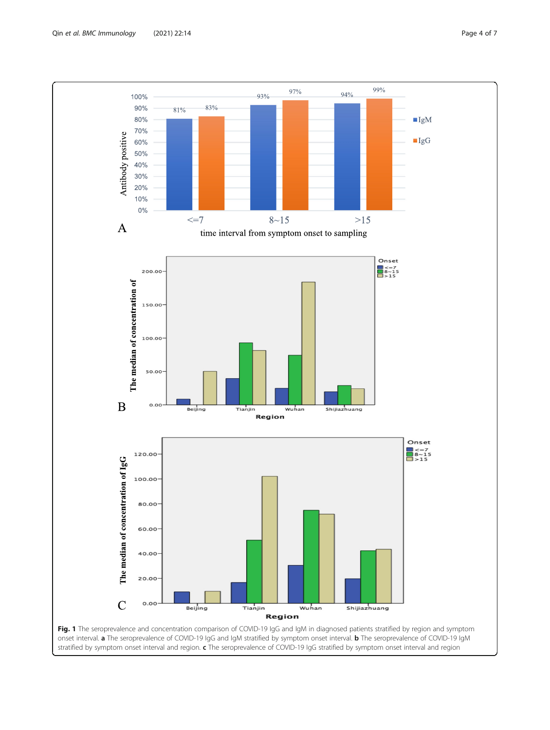**Fig. 1** The seroprevalence and concentration comparison of COVID-19 IgG and IgM in diagnosed patients stratified by region and symptom onset interval. **a** The seroprevalence of COVID-19 IgG and IgM stratified by symptom onset interval. **b** The seroprevalence of COVID-19 IgM stratified by symptom onset interval and region. **c** The seroprevalence of COVID-19 IgG stratified by symptom onset interval and region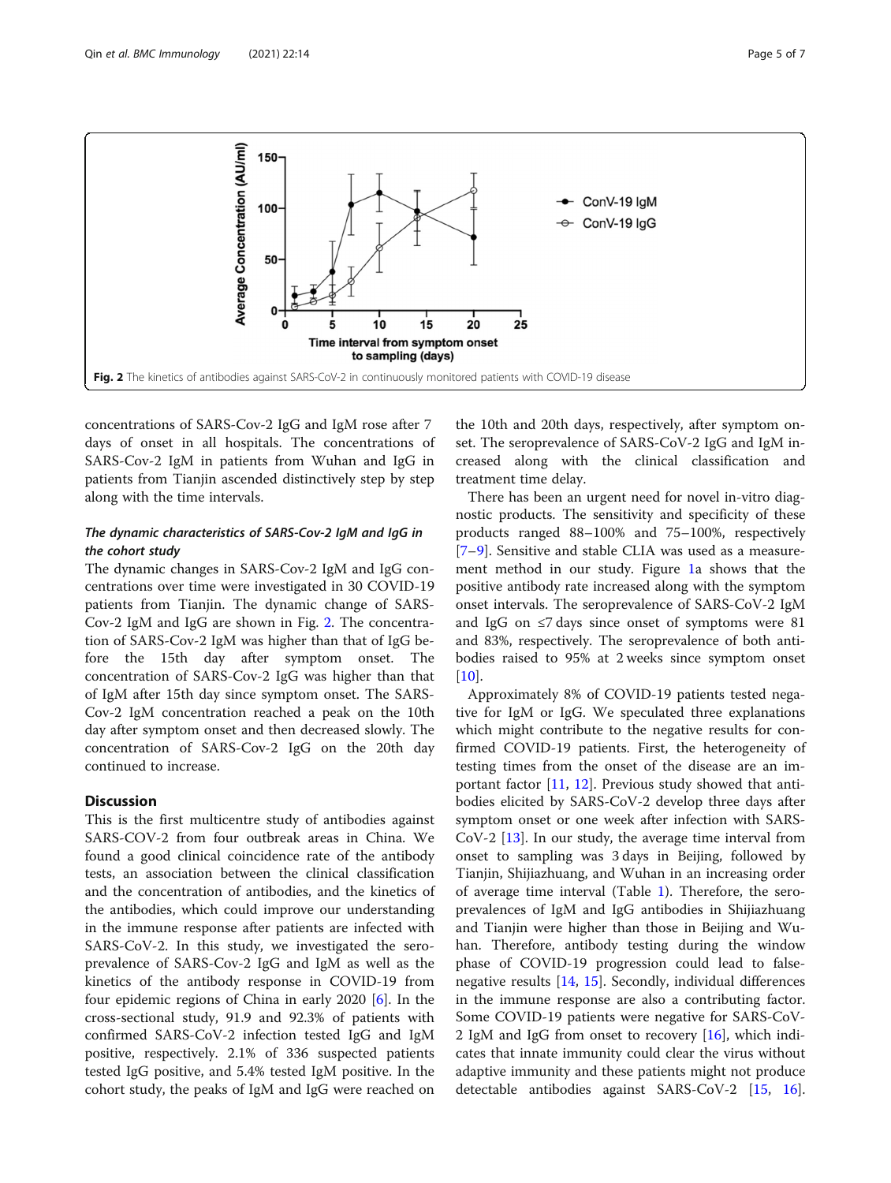Fig. 2 The kinetics of antibodies against SARS-CoV-2 in continuously monitored patients with COVID-19 disease

concentrations of SARS-Cov-2 IgG and IgM rose after 7 days of onset in all hospitals. The concentrations of SARS-Cov-2 IgM in patients from Wuhan and IgG in patients from Tianjin ascended distinctively step by step along with the time intervals.

### *The dynamic characteristics of SARS-Cov-2 IgM and IgG in the cohort study*

The dynamic changes in SARS-Cov-2 IgM and IgG concentrations over time were investigated in 30 COVID-19 patients from Tianjin. The dynamic change of SARS-Cov-2 IgM and IgG are shown in Fig. 2. The concentration of SARS-Cov-2 IgM was higher than that of IgG before the 15th day after symptom onset. The concentration of SARS-Cov-2 IgG was higher than that of IgM after 15th day since symptom onset. The SARS-Cov-2 IgM concentration reached a peak on the 10th day after symptom onset and then decreased slowly. The concentration of SARS-Cov-2 IgG on the 20th day continued to increase.

## Discussion

This is the first multicentre study of antibodies against SARS-COV-2 from four outbreak areas in China. We found a good clinical coincidence rate of the antibody tests, an association between the clinical classification and the concentration of antibodies, and the kinetics of the antibodies, which could improve our understanding in the immune response after patients are infected with SARS-CoV-2. In this study, we investigated the seroprevalence of SARS-Cov-2 IgG and IgM as well as the kinetics of the antibody response in COVID-19 from four epidemic regions of China in early 2020 [6]. In the cross-sectional study, 91.9 and 92.3% of patients with confirmed SARS-CoV-2 infection tested IgG and IgM positive, respectively. 2.1% of 336 suspected patients tested IgG positive, and 5.4% tested IgM positive. In the cohort study, the peaks of IgM and IgG were reached on the 10th and 20th days, respectively, after symptom onset. The seroprevalence of SARS-CoV-2 IgG and IgM increased along with the clinical classification and treatment time delay.

There has been an urgent need for novel in-vitro diagnostic products. The sensitivity and specificity of these products ranged 88–100% and 75–100%, respectively [7–9]. Sensitive and stable CLIA was used as a measurement method in our study. Figure 1a shows that the positive antibody rate increased along with the symptom onset intervals. The seroprevalence of SARS-CoV-2 IgM and IgG on ≤7 days since onset of symptoms were 81 and 83%, respectively. The seroprevalence of both antibodies raised to 95% at 2 weeks since symptom onset [10].

Approximately 8% of COVID-19 patients tested negative for IgM or IgG. We speculated three explanations which might contribute to the negative results for confirmed COVID-19 patients. First, the heterogeneity of testing times from the onset of the disease are an important factor [11, 12]. Previous study showed that antibodies elicited by SARS-CoV-2 develop three days after symptom onset or one week after infection with SARS-CoV-2 [13]. In our study, the average time interval from onset to sampling was 3 days in Beijing, followed by Tianjin, Shijiazhuang, and Wuhan in an increasing order of average time interval (Table 1). Therefore, the seroprevalences of IgM and IgG antibodies in Shijiazhuang and Tianjin were higher than those in Beijing and Wuhan. Therefore, antibody testing during the window phase of COVID-19 progression could lead to false-negative results [14, 15]. Secondly, individual differences in the immune response are also a contributing factor. Some COVID-19 patients were negative for SARS-CoV-2 IgM and IgG from onset to recovery [16], which indicates that innate immunity could clear the virus without adaptive immunity and these patients might not produce detectable antibodies against SARS-CoV-2 [15, 16].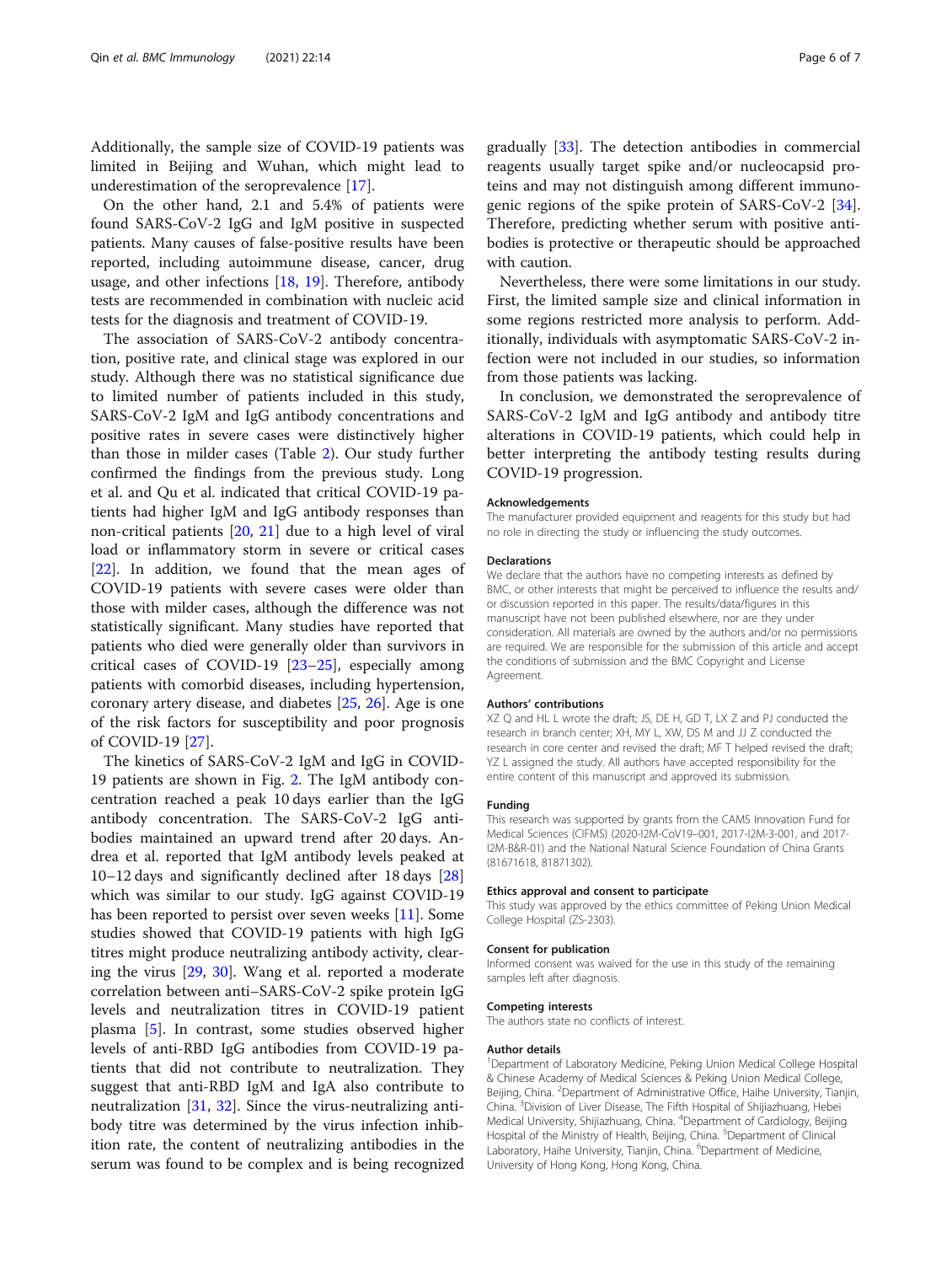Additionally, the sample size of COVID-19 patients was limited in Beijing and Wuhan, which might lead to underestimation of the seroprevalence [17].

On the other hand, 2.1 and 5.4% of patients were found SARS-CoV-2 IgG and IgM positive in suspected patients. Many causes of false-positive results have been reported, including autoimmune disease, cancer, drug usage, and other infections [18, 19]. Therefore, antibody tests are recommended in combination with nucleic acid tests for the diagnosis and treatment of COVID-19.

The association of SARS-CoV-2 antibody concentration, positive rate, and clinical stage was explored in our study. Although there was no statistical significance due to limited number of patients included in this study, SARS-CoV-2 IgM and IgG antibody concentrations and positive rates in severe cases were distinctively higher than those in milder cases (Table 2). Our study further confirmed the findings from the previous study. Long et al. and Qu et al. indicated that critical COVID-19 patients had higher IgM and IgG antibody responses than non-critical patients [20, 21] due to a high level of viral load or inflammatory storm in severe or critical cases [22]. In addition, we found that the mean ages of COVID-19 patients with severe cases were older than those with milder cases, although the difference was not statistically significant. Many studies have reported that patients who died were generally older than survivors in critical cases of COVID-19 [23–25], especially among patients with comorbid diseases, including hypertension, coronary artery disease, and diabetes [25, 26]. Age is one of the risk factors for susceptibility and poor prognosis of COVID-19 [27].

The kinetics of SARS-CoV-2 IgM and IgG in COVID-19 patients are shown in Fig. 2. The IgM antibody concentration reached a peak 10 days earlier than the IgG antibody concentration. The SARS-CoV-2 IgG antibodies maintained an upward trend after 20 days. Andrea et al. reported that IgM antibody levels peaked at 10–12 days and significantly declined after 18 days [28] which was similar to our study. IgG against COVID-19 has been reported to persist over seven weeks [11]. Some studies showed that COVID-19 patients with high IgG titres might produce neutralizing antibody activity, clearing the virus [29, 30]. Wang et al. reported a moderate correlation between anti–SARS-CoV-2 spike protein IgG levels and neutralization titres in COVID-19 patient plasma [5]. In contrast, some studies observed higher levels of anti-RBD IgG antibodies from COVID-19 patients that did not contribute to neutralization. They suggest that anti-RBD IgM and IgA also contribute to neutralization [31, 32]. Since the virus-neutralizing antibody titre was determined by the virus infection inhibition rate, the content of neutralizing antibodies in the serum was found to be complex and is being recognized gradually [33]. The detection antibodies in commercial reagents usually target spike and/or nucleocapsid proteins and may not distinguish among different immunogenic regions of the spike protein of SARS-CoV-2 [34]. Therefore, predicting whether serum with positive antibodies is protective or therapeutic should be approached with caution.

Nevertheless, there were some limitations in our study. First, the limited sample size and clinical information in some regions restricted more analysis to perform. Additionally, individuals with asymptomatic SARS-CoV-2 infection were not included in our studies, so information from those patients was lacking.

In conclusion, we demonstrated the seroprevalence of SARS-CoV-2 IgM and IgG antibody and antibody titre alterations in COVID-19 patients, which could help in better interpreting the antibody testing results during COVID-19 progression.

#### Acknowledgements

The manufacturer provided equipment and reagents for this study but had no role in directing the study or influencing the study outcomes.

#### Declarations

We declare that the authors have no competing interests as defined by BMC, or other interests that might be perceived to influence the results and/or discussion reported in this paper. The results/data/figures in this manuscript have not been published elsewhere, nor are they under consideration. All materials are owned by the authors and/or no permissions are required. We are responsible for the submission of this article and accept the conditions of submission and the BMC Copyright and License Agreement.

#### Authors' contributions

XZ Q and HL L wrote the draft; JS, DE H, GD T, LX Z and PJ conducted the research in branch center; XH, MY L, XW, DS M and JJ Z conducted the research in core center and revised the draft; MF T helped revised the draft; YZ L assigned the study. All authors have accepted responsibility for the entire content of this manuscript and approved its submission.

#### Funding

This research was supported by grants from the CAMS Innovation Fund for Medical Sciences (CIFMS) (2020-I2M-CoV19–001, 2017-I2M-3-001, and 2017-I2M-B&R-01) and the National Natural Science Foundation of China Grants (81671618, 81871302).

#### Ethics approval and consent to participate

This study was approved by the ethics committee of Peking Union Medical College Hospital (ZS-2303).

#### Consent for publication

Informed consent was waived for the use in this study of the remaining samples left after diagnosis.

#### Competing interests

The authors state no conflicts of interest.

#### Author details

[1]Department of Laboratory Medicine, Peking Union Medical College Hospital & Chinese Academy of Medical Sciences & Peking Union Medical College, Beijing, China. [2]Department of Administrative Office, Haihe University, Tianjin, China. [3]Division of Liver Disease, The Fifth Hospital of Shijiazhuang, Hebei Medical University, Shijiazhuang, China. [4]Department of Cardiology, Beijing Hospital of the Ministry of Health, Beijing, China. [5]Department of Clinical Laboratory, Haihe University, Tianjin, China. [6]Department of Medicine, University of Hong Kong, Hong Kong, China.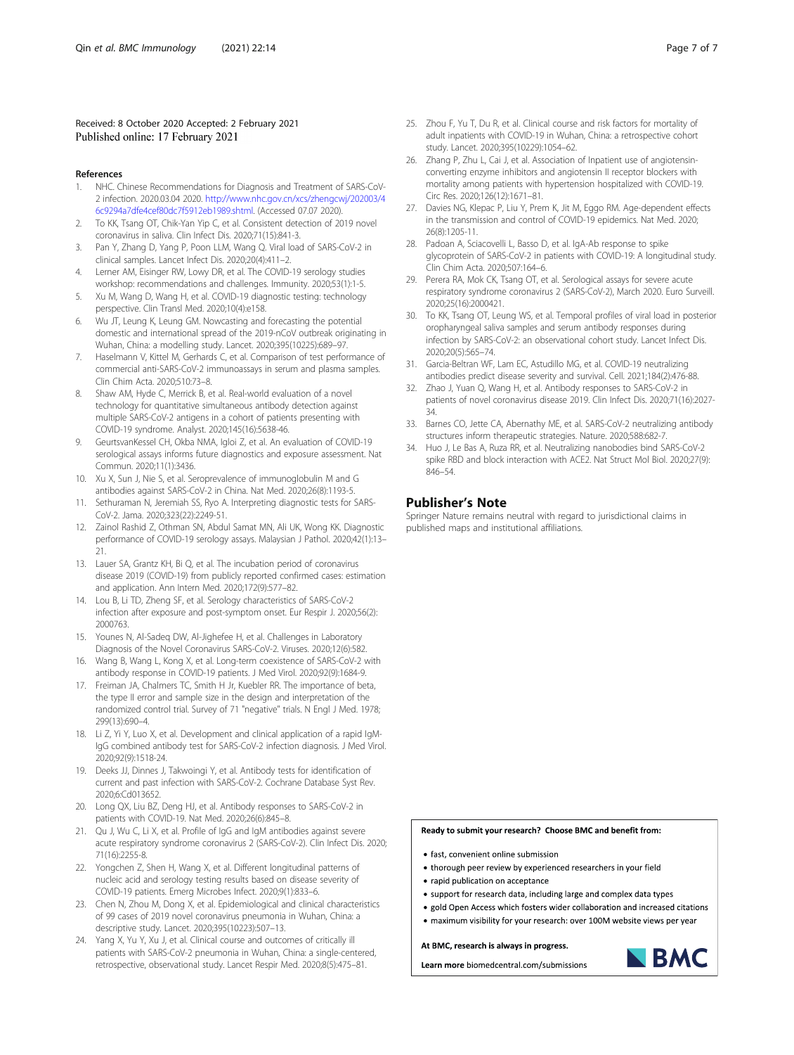Received: 8 October 2020 Accepted: 2 February 2021
Published online: 17 February 2021

### References

1. NHC. Chinese Recommendations for Diagnosis and Treatment of SARS-CoV-2 infection. 2020.03.04 2020. http://www.nhc.gov.cn/xcs/zhengcwj/202003/46c9294a7dfe4cef80dc7f5912eb1989.shtml. (Accessed 07.07 2020).
2. To KK, Tsang OT, Chik-Yan Yip C, et al. Consistent detection of 2019 novel coronavirus in saliva. Clin Infect Dis. 2020;71(15):841-3.
3. Pan Y, Zhang D, Yang P, Poon LLM, Wang Q. Viral load of SARS-CoV-2 in clinical samples. Lancet Infect Dis. 2020;20(4):411–2.
4. Lerner AM, Eisinger RW, Lowy DR, et al. The COVID-19 serology studies workshop: recommendations and challenges. Immunity. 2020;53(1):1-5.
5. Xu M, Wang D, Wang H, et al. COVID-19 diagnostic testing: technology perspective. Clin Transl Med. 2020;10(4):e158.
6. Wu JT, Leung K, Leung GM. Nowcasting and forecasting the potential domestic and international spread of the 2019-nCoV outbreak originating in Wuhan, China: a modelling study. Lancet. 2020;395(10225):689–97.
7. Haselmann V, Kittel M, Gerhards C, et al. Comparison of test performance of commercial anti-SARS-CoV-2 immunoassays in serum and plasma samples. Clin Chim Acta. 2020;510:73–8.
8. Shaw AM, Hyde C, Merrick B, et al. Real-world evaluation of a novel technology for quantitative simultaneous antibody detection against multiple SARS-CoV-2 antigens in a cohort of patients presenting with COVID-19 syndrome. Analyst. 2020;145(16):5638-46.
9. GeurtsvanKessel CH, Okba NMA, Igloi Z, et al. An evaluation of COVID-19 serological assays informs future diagnostics and exposure assessment. Nat Commun. 2020;11(1):3436.
10. Xu X, Sun J, Nie S, et al. Seroprevalence of immunoglobulin M and G antibodies against SARS-CoV-2 in China. Nat Med. 2020;26(8):1193-5.
11. Sethuraman N, Jeremiah SS, Ryo A. Interpreting diagnostic tests for SARS-CoV-2. Jama. 2020;323(22):2249-51.
12. Zainol Rashid Z, Othman SN, Abdul Samat MN, Ali UK, Wong KK. Diagnostic performance of COVID-19 serology assays. Malaysian J Pathol. 2020;42(1):13–21.
13. Lauer SA, Grantz KH, Bi Q, et al. The incubation period of coronavirus disease 2019 (COVID-19) from publicly reported confirmed cases: estimation and application. Ann Intern Med. 2020;172(9):577–82.
14. Lou B, Li TD, Zheng SF, et al. Serology characteristics of SARS-CoV-2 infection after exposure and post-symptom onset. Eur Respir J. 2020;56(2):2000763.
15. Younes N, Al-Sadeq DW, Al-Jighefee H, et al. Challenges in Laboratory Diagnosis of the Novel Coronavirus SARS-CoV-2. Viruses. 2020;12(6):582.
16. Wang B, Wang L, Kong X, et al. Long-term coexistence of SARS-CoV-2 with antibody response in COVID-19 patients. J Med Virol. 2020;92(9):1684-9.
17. Freiman JA, Chalmers TC, Smith H Jr, Kuebler RR. The importance of beta, the type II error and sample size in the design and interpretation of the randomized control trial. Survey of 71 "negative" trials. N Engl J Med. 1978;299(13):690–4.
18. Li Z, Yi Y, Luo X, et al. Development and clinical application of a rapid IgM-IgG combined antibody test for SARS-CoV-2 infection diagnosis. J Med Virol. 2020;92(9):1518-24.
19. Deeks JJ, Dinnes J, Takwoingi Y, et al. Antibody tests for identification of current and past infection with SARS-CoV-2. Cochrane Database Syst Rev. 2020;6:Cd013652.
20. Long QX, Liu BZ, Deng HJ, et al. Antibody responses to SARS-CoV-2 in patients with COVID-19. Nat Med. 2020;26(6):845–8.
21. Qu J, Wu C, Li X, et al. Profile of IgG and IgM antibodies against severe acute respiratory syndrome coronavirus 2 (SARS-CoV-2). Clin Infect Dis. 2020;71(16):2255-8.
22. Yongchen Z, Shen H, Wang X, et al. Different longitudinal patterns of nucleic acid and serology testing results based on disease severity of COVID-19 patients. Emerg Microbes Infect. 2020;9(1):833–6.
23. Chen N, Zhou M, Dong X, et al. Epidemiological and clinical characteristics of 99 cases of 2019 novel coronavirus pneumonia in Wuhan, China: a descriptive study. Lancet. 2020;395(10223):507–13.
24. Yang X, Yu Y, Xu J, et al. Clinical course and outcomes of critically ill patients with SARS-CoV-2 pneumonia in Wuhan, China: a single-centered, retrospective, observational study. Lancet Respir Med. 2020;8(5):475–81.
25. Zhou F, Yu T, Du R, et al. Clinical course and risk factors for mortality of adult inpatients with COVID-19 in Wuhan, China: a retrospective cohort study. Lancet. 2020;395(10229):1054–62.
26. Zhang P, Zhu L, Cai J, et al. Association of Inpatient use of angiotensin-converting enzyme inhibitors and angiotensin II receptor blockers with mortality among patients with hypertension hospitalized with COVID-19. Circ Res. 2020;126(12):1671–81.
27. Davies NG, Klepac P, Liu Y, Prem K, Jit M, Eggo RM. Age-dependent effects in the transmission and control of COVID-19 epidemics. Nat Med. 2020;26(8):1205-11.
28. Padoan A, Sciacovelli L, Basso D, et al. IgA-Ab response to spike glycoprotein of SARS-CoV-2 in patients with COVID-19: A longitudinal study. Clin Chim Acta. 2020;507:164–6.
29. Perera RA, Mok CK, Tsang OT, et al. Serological assays for severe acute respiratory syndrome coronavirus 2 (SARS-CoV-2), March 2020. Euro Surveill. 2020;25(16):2000421.
30. To KK, Tsang OT, Leung WS, et al. Temporal profiles of viral load in posterior oropharyngeal saliva samples and serum antibody responses during infection by SARS-CoV-2: an observational cohort study. Lancet Infect Dis. 2020;20(5):565–74.
31. Garcia-Beltran WF, Lam EC, Astudillo MG, et al. COVID-19 neutralizing antibodies predict disease severity and survival. Cell. 2021;184(2):476-88.
32. Zhao J, Yuan Q, Wang H, et al. Antibody responses to SARS-CoV-2 in patients of novel coronavirus disease 2019. Clin Infect Dis. 2020;71(16):2027-34.
33. Barnes CO, Jette CA, Abernathy ME, et al. SARS-CoV-2 neutralizing antibody structures inform therapeutic strategies. Nature. 2020;588:682-7.
34. Huo J, Le Bas A, Ruza RR, et al. Neutralizing nanobodies bind SARS-CoV-2 spike RBD and block interaction with ACE2. Nat Struct Mol Biol. 2020;27(9):846–54.

## Publisher's Note

Springer Nature remains neutral with regard to jurisdictional claims in published maps and institutional affiliations.

**Ready to submit your research? Choose BMC and benefit from:**

- fast, convenient online submission
- thorough peer review by experienced researchers in your field
- rapid publication on acceptance
- support for research data, including large and complex data types
- gold Open Access which fosters wider collaboration and increased citations
- maximum visibility for your research: over 100M website views per year

**At BMC, research is always in progress.**

**Learn more** biomedcentral.com/submissions